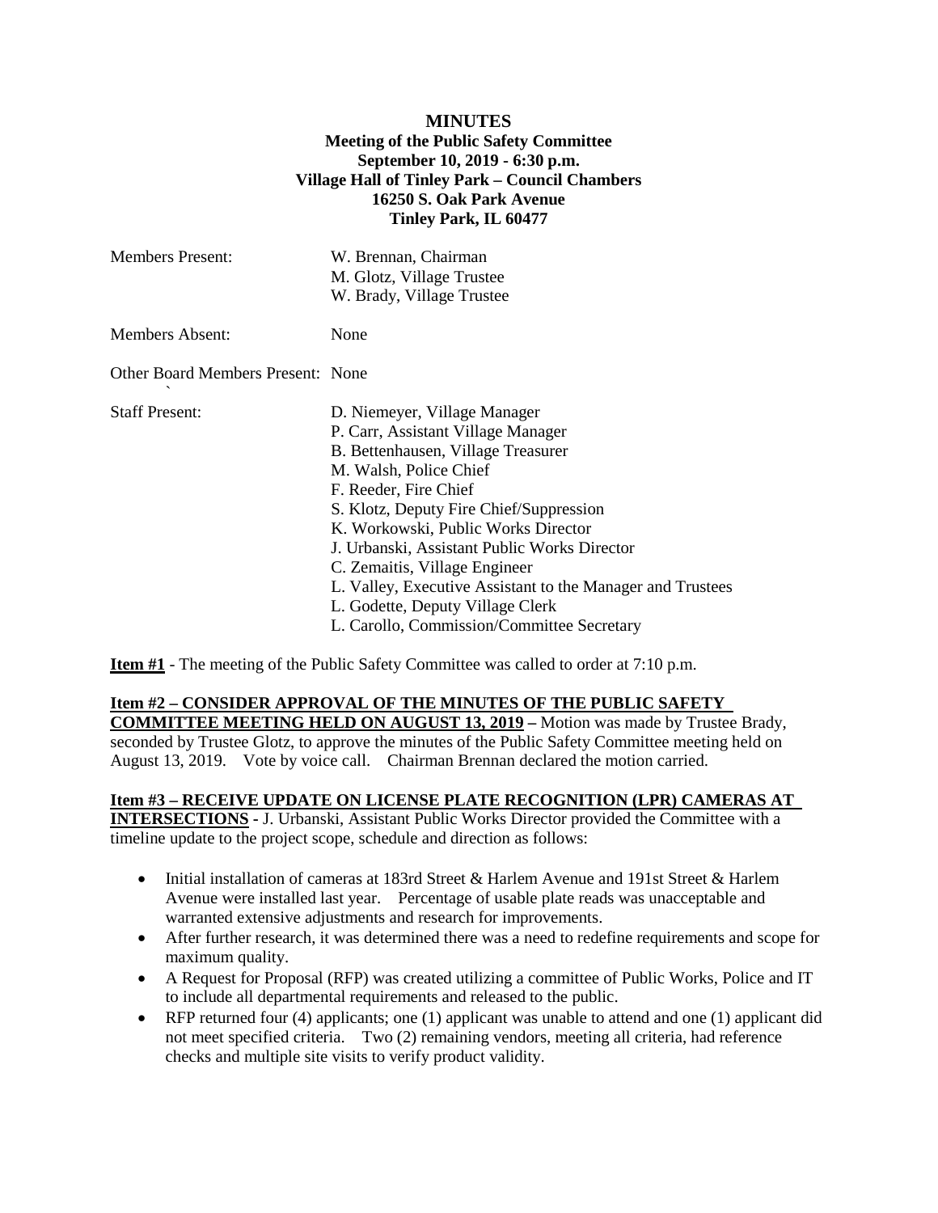# MINUTES

**Meeting of the Public Safety Committee**
**September 10, 2019 - 6:30 p.m.**
**Village Hall of Tinley Park – Council Chambers**
**16250 S. Oak Park Avenue**
**Tinley Park, IL 60477**

| | |
|---|---|
| Members Present: | W. Brennan, Chairman<br>M. Glotz, Village Trustee<br>W. Brady, Village Trustee |
| Members Absent: | None |
| Other Board Members Present: | None |
| Staff Present: | D. Niemeyer, Village Manager<br>P. Carr, Assistant Village Manager<br>B. Bettenhausen, Village Treasurer<br>M. Walsh, Police Chief<br>F. Reeder, Fire Chief<br>S. Klotz, Deputy Fire Chief/Suppression<br>K. Workowski, Public Works Director<br>J. Urbanski, Assistant Public Works Director<br>C. Zemaitis, Village Engineer<br>L. Valley, Executive Assistant to the Manager and Trustees<br>L. Godette, Deputy Village Clerk<br>L. Carollo, Commission/Committee Secretary |

**Item #1** - The meeting of the Public Safety Committee was called to order at 7:10 p.m.

**Item #2 – CONSIDER APPROVAL OF THE MINUTES OF THE PUBLIC SAFETY COMMITTEE MEETING HELD ON AUGUST 13, 2019 –** Motion was made by Trustee Brady, seconded by Trustee Glotz, to approve the minutes of the Public Safety Committee meeting held on August 13, 2019. Vote by voice call. Chairman Brennan declared the motion carried.

**Item #3 – RECEIVE UPDATE ON LICENSE PLATE RECOGNITION (LPR) CAMERAS AT INTERSECTIONS** - J. Urbanski, Assistant Public Works Director provided the Committee with a timeline update to the project scope, schedule and direction as follows:

- Initial installation of cameras at 183rd Street & Harlem Avenue and 191st Street & Harlem Avenue were installed last year. Percentage of usable plate reads was unacceptable and warranted extensive adjustments and research for improvements.
- After further research, it was determined there was a need to redefine requirements and scope for maximum quality.
- A Request for Proposal (RFP) was created utilizing a committee of Public Works, Police and IT to include all departmental requirements and released to the public.
- RFP returned four (4) applicants; one (1) applicant was unable to attend and one (1) applicant did not meet specified criteria. Two (2) remaining vendors, meeting all criteria, had reference checks and multiple site visits to verify product validity.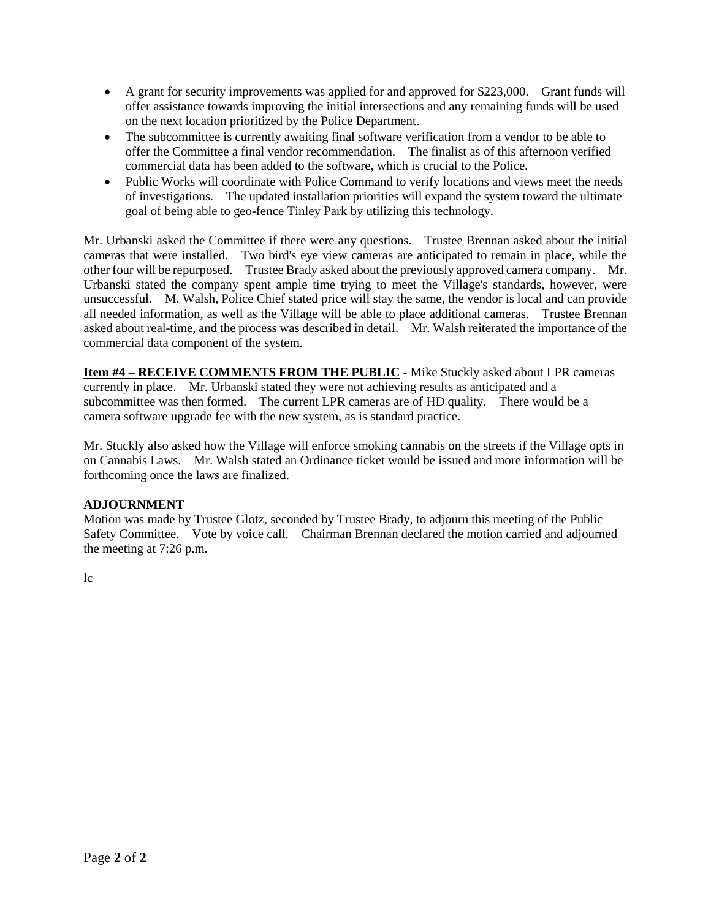- A grant for security improvements was applied for and approved for $223,000. Grant funds will offer assistance towards improving the initial intersections and any remaining funds will be used on the next location prioritized by the Police Department.
- The subcommittee is currently awaiting final software verification from a vendor to be able to offer the Committee a final vendor recommendation. The finalist as of this afternoon verified commercial data has been added to the software, which is crucial to the Police.
- Public Works will coordinate with Police Command to verify locations and views meet the needs of investigations. The updated installation priorities will expand the system toward the ultimate goal of being able to geo-fence Tinley Park by utilizing this technology.

Mr. Urbanski asked the Committee if there were any questions. Trustee Brennan asked about the initial cameras that were installed. Two bird's eye view cameras are anticipated to remain in place, while the other four will be repurposed. Trustee Brady asked about the previously approved camera company. Mr. Urbanski stated the company spent ample time trying to meet the Village's standards, however, were unsuccessful. M. Walsh, Police Chief stated price will stay the same, the vendor is local and can provide all needed information, as well as the Village will be able to place additional cameras. Trustee Brennan asked about real-time, and the process was described in detail. Mr. Walsh reiterated the importance of the commercial data component of the system.

**Item #4 – RECEIVE COMMENTS FROM THE PUBLIC** - Mike Stuckly asked about LPR cameras currently in place. Mr. Urbanski stated they were not achieving results as anticipated and a subcommittee was then formed. The current LPR cameras are of HD quality. There would be a camera software upgrade fee with the new system, as is standard practice.

Mr. Stuckly also asked how the Village will enforce smoking cannabis on the streets if the Village opts in on Cannabis Laws. Mr. Walsh stated an Ordinance ticket would be issued and more information will be forthcoming once the laws are finalized.

**ADJOURNMENT**

Motion was made by Trustee Glotz, seconded by Trustee Brady, to adjourn this meeting of the Public Safety Committee. Vote by voice call. Chairman Brennan declared the motion carried and adjourned the meeting at 7:26 p.m.

lc